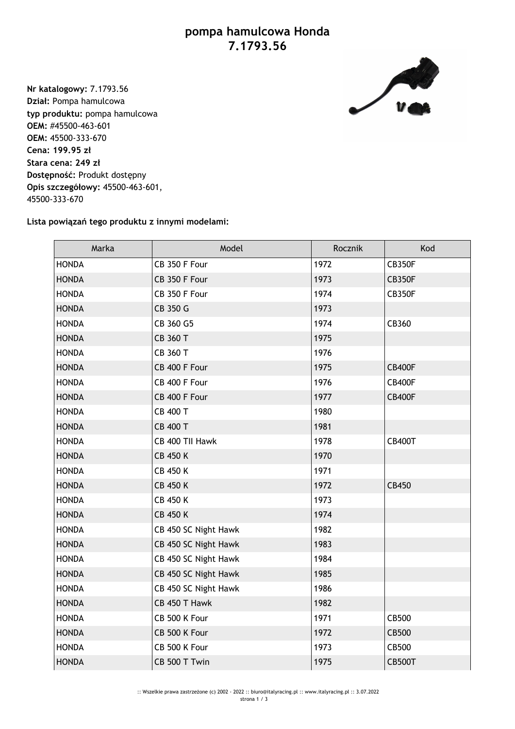# pompa hamulcowa Honda 7.1793.56

**Nr katalogowy:** 7.1793.56
**Dział:** Pompa hamulcowa
**typ produktu:** pompa hamulcowa
**OEM:** #45500-463-601
**OEM:** 45500-333-670
**Cena: 199.95 zł**
**Stara cena: 249 zł**
**Dostępność:** Produkt dostępny
**Opis szczegółowy:** 45500-463-601, 45500-333-670

**Lista powiązań tego produktu z innymi modelami:**

| Marka | Model | Rocznik | Kod |
|---|---|---|---|
| HONDA | CB 350 F Four | 1972 | CB350F |
| HONDA | CB 350 F Four | 1973 | CB350F |
| HONDA | CB 350 F Four | 1974 | CB350F |
| HONDA | CB 350 G | 1973 | |
| HONDA | CB 360 G5 | 1974 | CB360 |
| HONDA | CB 360 T | 1975 | |
| HONDA | CB 360 T | 1976 | |
| HONDA | CB 400 F Four | 1975 | CB400F |
| HONDA | CB 400 F Four | 1976 | CB400F |
| HONDA | CB 400 F Four | 1977 | CB400F |
| HONDA | CB 400 T | 1980 | |
| HONDA | CB 400 T | 1981 | |
| HONDA | CB 400 TII Hawk | 1978 | CB400T |
| HONDA | CB 450 K | 1970 | |
| HONDA | CB 450 K | 1971 | |
| HONDA | CB 450 K | 1972 | CB450 |
| HONDA | CB 450 K | 1973 | |
| HONDA | CB 450 K | 1974 | |
| HONDA | CB 450 SC Night Hawk | 1982 | |
| HONDA | CB 450 SC Night Hawk | 1983 | |
| HONDA | CB 450 SC Night Hawk | 1984 | |
| HONDA | CB 450 SC Night Hawk | 1985 | |
| HONDA | CB 450 SC Night Hawk | 1986 | |
| HONDA | CB 450 T Hawk | 1982 | |
| HONDA | CB 500 K Four | 1971 | CB500 |
| HONDA | CB 500 K Four | 1972 | CB500 |
| HONDA | CB 500 K Four | 1973 | CB500 |
| HONDA | CB 500 T Twin | 1975 | CB500T |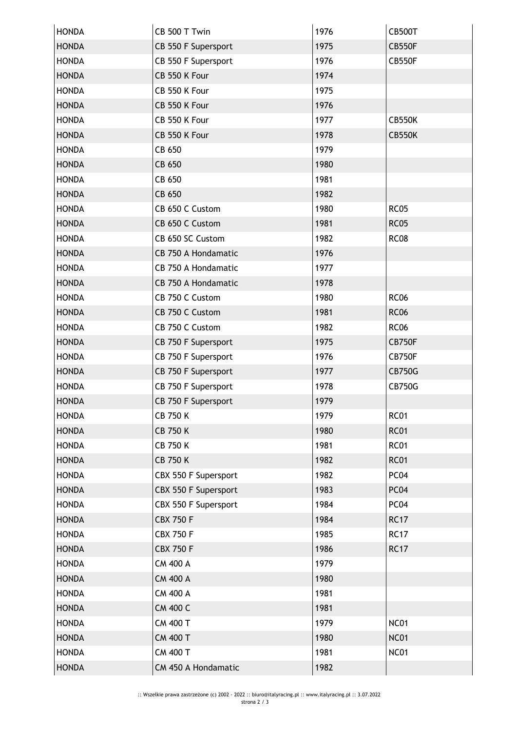| HONDA | CB 500 T Twin | 1976 | CB500T |
|---|---|---|---|
| HONDA | CB 550 F Supersport | 1975 | CB550F |
| HONDA | CB 550 F Supersport | 1976 | CB550F |
| HONDA | CB 550 K Four | 1974 | |
| HONDA | CB 550 K Four | 1975 | |
| HONDA | CB 550 K Four | 1976 | |
| HONDA | CB 550 K Four | 1977 | CB550K |
| HONDA | CB 550 K Four | 1978 | CB550K |
| HONDA | CB 650 | 1979 | |
| HONDA | CB 650 | 1980 | |
| HONDA | CB 650 | 1981 | |
| HONDA | CB 650 | 1982 | |
| HONDA | CB 650 C Custom | 1980 | RC05 |
| HONDA | CB 650 C Custom | 1981 | RC05 |
| HONDA | CB 650 SC Custom | 1982 | RC08 |
| HONDA | CB 750 A Hondamatic | 1976 | |
| HONDA | CB 750 A Hondamatic | 1977 | |
| HONDA | CB 750 A Hondamatic | 1978 | |
| HONDA | CB 750 C Custom | 1980 | RC06 |
| HONDA | CB 750 C Custom | 1981 | RC06 |
| HONDA | CB 750 C Custom | 1982 | RC06 |
| HONDA | CB 750 F Supersport | 1975 | CB750F |
| HONDA | CB 750 F Supersport | 1976 | CB750F |
| HONDA | CB 750 F Supersport | 1977 | CB750G |
| HONDA | CB 750 F Supersport | 1978 | CB750G |
| HONDA | CB 750 F Supersport | 1979 | |
| HONDA | CB 750 K | 1979 | RC01 |
| HONDA | CB 750 K | 1980 | RC01 |
| HONDA | CB 750 K | 1981 | RC01 |
| HONDA | CB 750 K | 1982 | RC01 |
| HONDA | CBX 550 F Supersport | 1982 | PC04 |
| HONDA | CBX 550 F Supersport | 1983 | PC04 |
| HONDA | CBX 550 F Supersport | 1984 | PC04 |
| HONDA | CBX 750 F | 1984 | RC17 |
| HONDA | CBX 750 F | 1985 | RC17 |
| HONDA | CBX 750 F | 1986 | RC17 |
| HONDA | CM 400 A | 1979 | |
| HONDA | CM 400 A | 1980 | |
| HONDA | CM 400 A | 1981 | |
| HONDA | CM 400 C | 1981 | |
| HONDA | CM 400 T | 1979 | NC01 |
| HONDA | CM 400 T | 1980 | NC01 |
| HONDA | CM 400 T | 1981 | NC01 |
| HONDA | CM 450 A Hondamatic | 1982 | |

:: Wszelkie prawa zastrzeżone (c) 2002 - 2022 :: biuro@italyracing.pl :: www.italyracing.pl :: 3.07.2022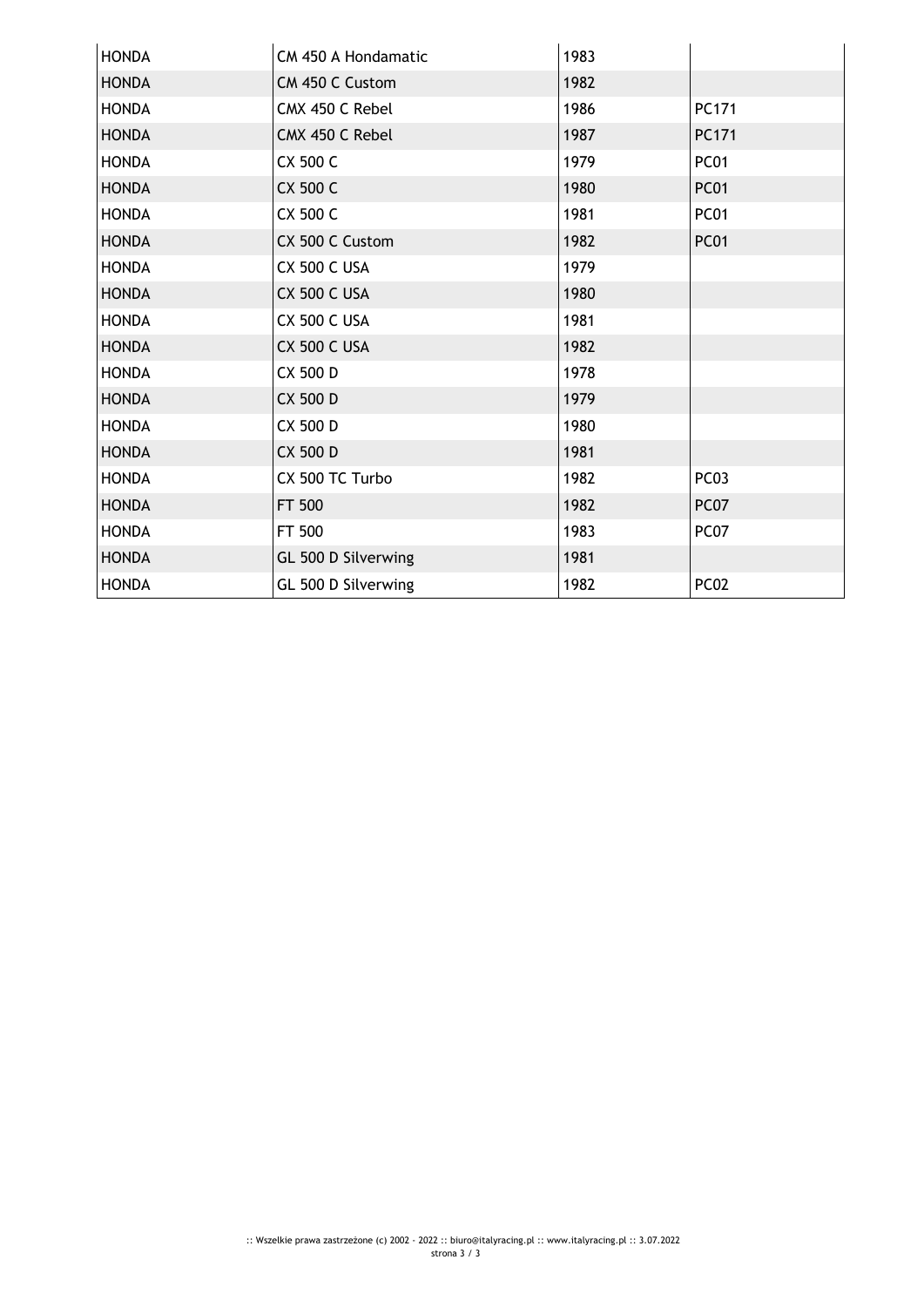| | | | |
|---|---|---|---|
| HONDA | CM 450 A Hondamatic | 1983 | |
| HONDA | CM 450 C Custom | 1982 | |
| HONDA | CMX 450 C Rebel | 1986 | PC171 |
| HONDA | CMX 450 C Rebel | 1987 | PC171 |
| HONDA | CX 500 C | 1979 | PC01 |
| HONDA | CX 500 C | 1980 | PC01 |
| HONDA | CX 500 C | 1981 | PC01 |
| HONDA | CX 500 C Custom | 1982 | PC01 |
| HONDA | CX 500 C USA | 1979 | |
| HONDA | CX 500 C USA | 1980 | |
| HONDA | CX 500 C USA | 1981 | |
| HONDA | CX 500 C USA | 1982 | |
| HONDA | CX 500 D | 1978 | |
| HONDA | CX 500 D | 1979 | |
| HONDA | CX 500 D | 1980 | |
| HONDA | CX 500 D | 1981 | |
| HONDA | CX 500 TC Turbo | 1982 | PC03 |
| HONDA | FT 500 | 1982 | PC07 |
| HONDA | FT 500 | 1983 | PC07 |
| HONDA | GL 500 D Silverwing | 1981 | |
| HONDA | GL 500 D Silverwing | 1982 | PC02 |